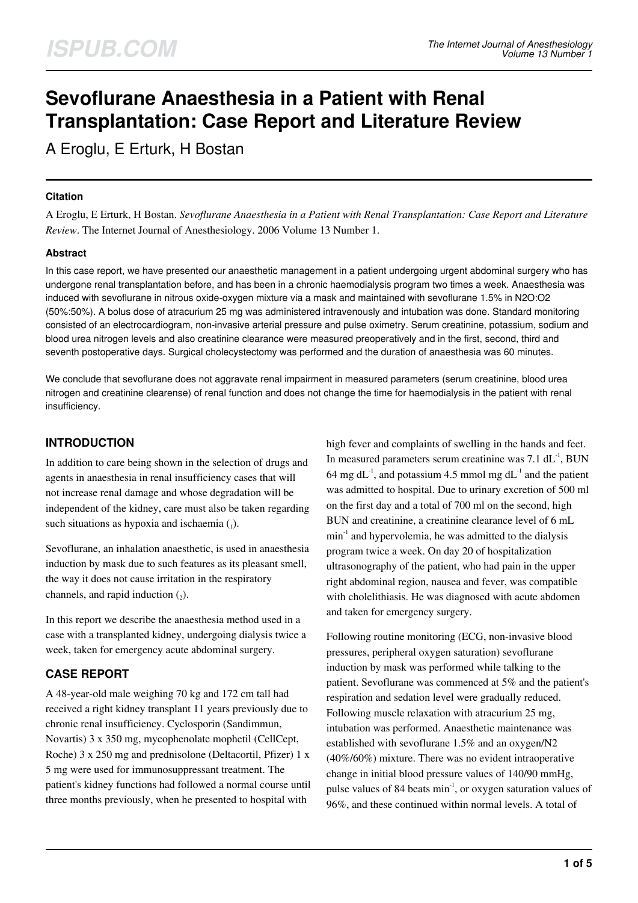# Sevoflurane Anaesthesia in a Patient with Renal Transplantation: Case Report and Literature Review

A Eroglu, E Erturk, H Bostan

### Citation

A Eroglu, E Erturk, H Bostan. *Sevoflurane Anaesthesia in a Patient with Renal Transplantation: Case Report and Literature Review*. The Internet Journal of Anesthesiology. 2006 Volume 13 Number 1.

### Abstract

In this case report, we have presented our anaesthetic management in a patient undergoing urgent abdominal surgery who has undergone renal transplantation before, and has been in a chronic haemodialysis program two times a week. Anaesthesia was induced with sevoflurane in nitrous oxide-oxygen mixture via a mask and maintained with sevoflurane 1.5% in N2O:O2 (50%:50%). A bolus dose of atracurium 25 mg was administered intravenously and intubation was done. Standard monitoring consisted of an electrocardiogram, non-invasive arterial pressure and pulse oximetry. Serum creatinine, potassium, sodium and blood urea nitrogen levels and also creatinine clearance were measured preoperatively and in the first, second, third and seventh postoperative days. Surgical cholecystectomy was performed and the duration of anaesthesia was 60 minutes.

We conclude that sevoflurane does not aggravate renal impairment in measured parameters (serum creatinine, blood urea nitrogen and creatinine clearense) of renal function and does not change the time for haemodialysis in the patient with renal insufficiency.

## INTRODUCTION

In addition to care being shown in the selection of drugs and agents in anaesthesia in renal insufficiency cases that will not increase renal damage and whose degradation will be independent of the kidney, care must also be taken regarding such situations as hypoxia and ischaemia (1).

Sevoflurane, an inhalation anaesthetic, is used in anaesthesia induction by mask due to such features as its pleasant smell, the way it does not cause irritation in the respiratory channels, and rapid induction (2).

In this report we describe the anaesthesia method used in a case with a transplanted kidney, undergoing dialysis twice a week, taken for emergency acute abdominal surgery.

## CASE REPORT

A 48-year-old male weighing 70 kg and 172 cm tall had received a right kidney transplant 11 years previously due to chronic renal insufficiency. Cyclosporin (Sandimmun, Novartis) 3 x 350 mg, mycophenolate mophetil (CellCept, Roche) 3 x 250 mg and prednisolone (Deltacortil, Pfizer) 1 x 5 mg were used for immunosuppressant treatment. The patient's kidney functions had followed a normal course until three months previously, when he presented to hospital with high fever and complaints of swelling in the hands and feet. In measured parameters serum creatinine was 7.1 $dL^{-1}$, BUN 64 mg $dL^{-1}$, and potassium 4.5 mmol mg $dL^{-1}$ and the patient was admitted to hospital. Due to urinary excretion of 500 ml on the first day and a total of 700 ml on the second, high BUN and creatinine, a creatinine clearance level of 6 mL $min^{-1}$ and hypervolemia, he was admitted to the dialysis program twice a week. On day 20 of hospitalization ultrasonography of the patient, who had pain in the upper right abdominal region, nausea and fever, was compatible with cholelithiasis. He was diagnosed with acute abdomen and taken for emergency surgery.

Following routine monitoring (ECG, non-invasive blood pressures, peripheral oxygen saturation) sevoflurane induction by mask was performed while talking to the patient. Sevoflurane was commenced at 5% and the patient's respiration and sedation level were gradually reduced. Following muscle relaxation with atracurium 25 mg, intubation was performed. Anaesthetic maintenance was established with sevoflurane 1.5% and an oxygen/N2 (40%/60%) mixture. There was no evident intraoperative change in initial blood pressure values of 140/90 mmHg, pulse values of 84 beats $min^{-1}$, or oxygen saturation values of 96%, and these continued within normal levels. A total of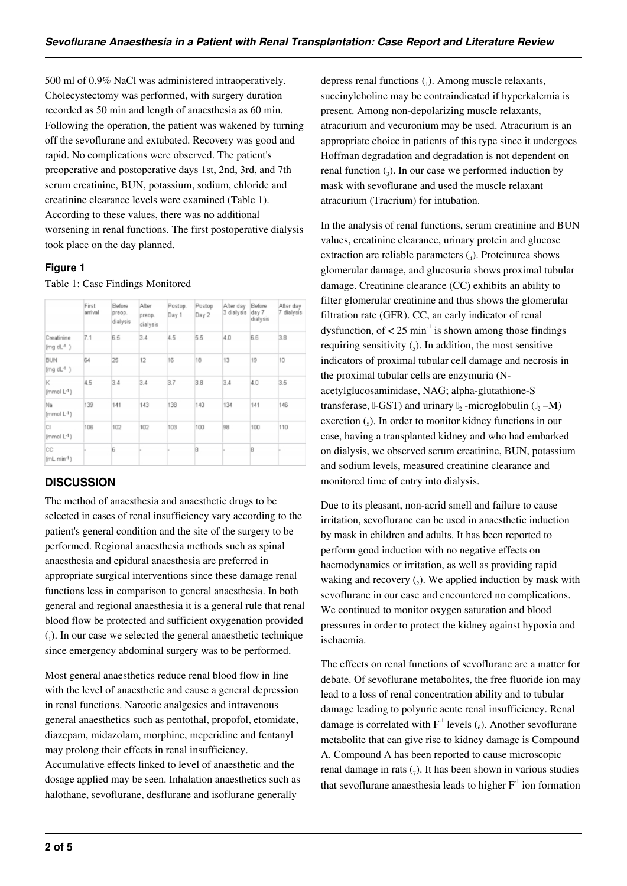500 ml of 0.9% NaCl was administered intraoperatively. Cholecystectomy was performed, with surgery duration recorded as 50 min and length of anaesthesia as 60 min. Following the operation, the patient was wakened by turning off the sevoflurane and extubated. Recovery was good and rapid. No complications were observed. The patient's preoperative and postoperative days 1st, 2nd, 3rd, and 7th serum creatinine, BUN, potassium, sodium, chloride and creatinine clearance levels were examined (Table 1). According to these values, there was no additional worsening in renal functions. The first postoperative dialysis took place on the day planned.

### Figure 1

Table 1: Case Findings Monitored

| | First arrival | Before preop. dialysis | After preop. dialysis | Postop. Day 1 | Postop Day 2 | After day 3 dialysis | Before day 7 dialysis | After day 7 dialysis |
|---|---|---|---|---|---|---|---|---|
| Creatinine (mg dL$^{-1}$) | 7.1 | 6.5 | 3.4 | 4.5 | 5.5 | 4.0 | 6.6 | 3.8 |
| BUN (mg dL$^{-1}$) | 64 | 25 | 12 | 16 | 18 | 13 | 19 | 10 |
| K (mmol L$^{-1}$) | 4.5 | 3.4 | 3.4 | 3.7 | 3.8 | 3.4 | 4.0 | 3.5 |
| Na (mmol L$^{-1}$) | 139 | 141 | 143 | 138 | 140 | 134 | 141 | 146 |
| Cl (mmol L$^{-1}$) | 106 | 102 | 102 | 103 | 100 | 98 | 100 | 110 |
| CC (mL min$^{-1}$) | - | 6 | - | - | 8 | - | 8 | - |

## DISCUSSION

The method of anaesthesia and anaesthetic drugs to be selected in cases of renal insufficiency vary according to the patient's general condition and the site of the surgery to be performed. Regional anaesthesia methods such as spinal anaesthesia and epidural anaesthesia are preferred in appropriate surgical interventions since these damage renal functions less in comparison to general anaesthesia. In both general and regional anaesthesia it is a general rule that renal blood flow be protected and sufficient oxygenation provided (1). In our case we selected the general anaesthetic technique since emergency abdominal surgery was to be performed.

Most general anaesthetics reduce renal blood flow in line with the level of anaesthetic and cause a general depression in renal functions. Narcotic analgesics and intravenous general anaesthetics such as pentothal, propofol, etomidate, diazepam, midazolam, morphine, meperidine and fentanyl may prolong their effects in renal insufficiency. Accumulative effects linked to level of anaesthetic and the dosage applied may be seen. Inhalation anaesthetics such as halothane, sevoflurane, desflurane and isoflurane generally depress renal functions (1). Among muscle relaxants, succinylcholine may be contraindicated if hyperkalemia is present. Among non-depolarizing muscle relaxants, atracurium and vecuronium may be used. Atracurium is an appropriate choice in patients of this type since it undergoes Hoffman degradation and degradation is not dependent on renal function (3). In our case we performed induction by mask with sevoflurane and used the muscle relaxant atracurium (Tracrium) for intubation.

In the analysis of renal functions, serum creatinine and BUN values, creatinine clearance, urinary protein and glucose extraction are reliable parameters (4). Proteinurea shows glomerular damage, and glucosuria shows proximal tubular damage. Creatinine clearance (CC) exhibits an ability to filter glomerular creatinine and thus shows the glomerular filtration rate (GFR). CC, an early indicator of renal dysfunction, of < 25 min$^{-1}$ is shown among those findings requiring sensitivity (5). In addition, the most sensitive indicators of proximal tubular cell damage and necrosis in the proximal tubular cells are enzymuria (N-acetylglucosaminidase, NAG; alpha-glutathione-S transferase, $\alpha$-GST) and urinary $\beta_2$-microglobulin ($\beta_2$–M) excretion (5). In order to monitor kidney functions in our case, having a transplanted kidney and who had embarked on dialysis, we observed serum creatinine, BUN, potassium and sodium levels, measured creatinine clearance and monitored time of entry into dialysis.

Due to its pleasant, non-acrid smell and failure to cause irritation, sevoflurane can be used in anaesthetic induction by mask in children and adults. It has been reported to perform good induction with no negative effects on haemodynamics or irritation, as well as providing rapid waking and recovery (2). We applied induction by mask with sevoflurane in our case and encountered no complications. We continued to monitor oxygen saturation and blood pressures in order to protect the kidney against hypoxia and ischaemia.

The effects on renal functions of sevoflurane are a matter for debate. Of sevoflurane metabolites, the free fluoride ion may lead to a loss of renal concentration ability and to tubular damage leading to polyuric acute renal insufficiency. Renal damage is correlated with $F^{-1}$ levels (6). Another sevoflurane metabolite that can give rise to kidney damage is Compound A. Compound A has been reported to cause microscopic renal damage in rats (7). It has been shown in various studies that sevoflurane anaesthesia leads to higher $F^{-1}$ ion formation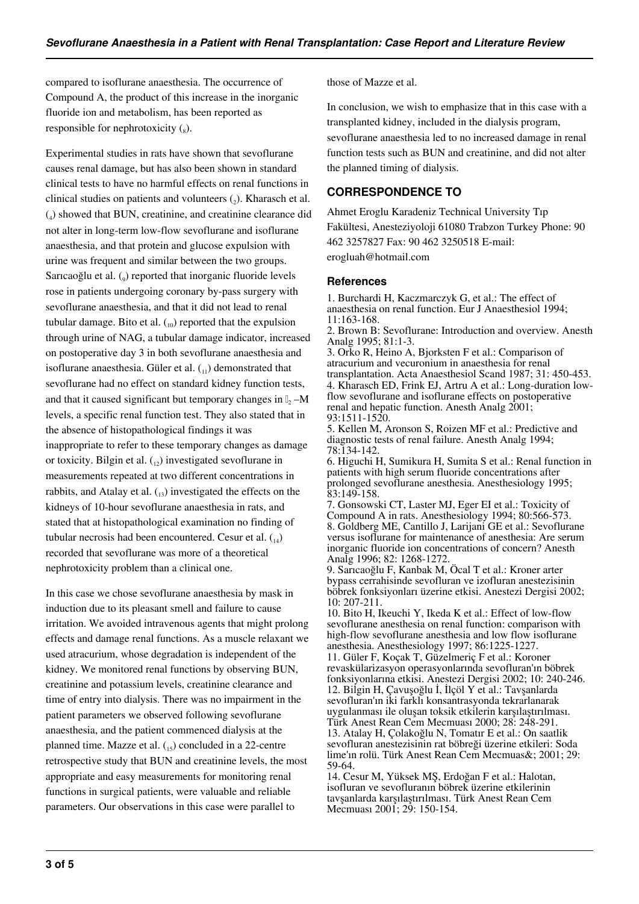compared to isoflurane anaesthesia. The occurrence of Compound A, the product of this increase in the inorganic fluoride ion and metabolism, has been reported as responsible for nephrotoxicity (8).

Experimental studies in rats have shown that sevoflurane causes renal damage, but has also been shown in standard clinical tests to have no harmful effects on renal functions in clinical studies on patients and volunteers (2). Kharasch et al. (4) showed that BUN, creatinine, and creatinine clearance did not alter in long-term low-flow sevoflurane and isoflurane anaesthesia, and that protein and glucose expulsion with urine was frequent and similar between the two groups. Sarıcaoğlu et al. (9) reported that inorganic fluoride levels rose in patients undergoing coronary by-pass surgery with sevoflurane anaesthesia, and that it did not lead to renal tubular damage. Bito et al. (10) reported that the expulsion through urine of NAG, a tubular damage indicator, increased on postoperative day 3 in both sevoflurane anaesthesia and isoflurane anaesthesia. Güler et al. (11) demonstrated that sevoflurane had no effect on standard kidney function tests, and that it caused significant but temporary changes in $\beta_2$ –M levels, a specific renal function test. They also stated that in the absence of histopathological findings it was inappropriate to refer to these temporary changes as damage or toxicity. Bilgin et al. (12) investigated sevoflurane in measurements repeated at two different concentrations in rabbits, and Atalay et al. (13) investigated the effects on the kidneys of 10-hour sevoflurane anaesthesia in rats, and stated that at histopathological examination no finding of tubular necrosis had been encountered. Cesur et al. (14) recorded that sevoflurane was more of a theoretical nephrotoxicity problem than a clinical one.

In this case we chose sevoflurane anaesthesia by mask in induction due to its pleasant smell and failure to cause irritation. We avoided intravenous agents that might prolong effects and damage renal functions. As a muscle relaxant we used atracurium, whose degradation is independent of the kidney. We monitored renal functions by observing BUN, creatinine and potassium levels, creatinine clearance and time of entry into dialysis. There was no impairment in the patient parameters we observed following sevoflurane anaesthesia, and the patient commenced dialysis at the planned time. Mazze et al. (15) concluded in a 22-centre retrospective study that BUN and creatinine levels, the most appropriate and easy measurements for monitoring renal functions in surgical patients, were valuable and reliable parameters. Our observations in this case were parallel to those of Mazze et al.

In conclusion, we wish to emphasize that in this case with a transplanted kidney, included in the dialysis program, sevoflurane anaesthesia led to no increased damage in renal function tests such as BUN and creatinine, and did not alter the planned timing of dialysis.

## CORRESPONDENCE TO

Ahmet Eroglu Karadeniz Technical University Tıp Fakültesi, Anesteziyoloji 61080 Trabzon Turkey Phone: 90 462 3257827 Fax: 90 462 3250518 E-mail: erogluah@hotmail.com

### References

1. Burchardi H, Kaczmarczyk G, et al.: The effect of anaesthesia on renal function. Eur J Anaesthesiol 1994; 11:163-168.
2. Brown B: Sevoflurane: Introduction and overview. Anesth Analg 1995; 81:1-3.
3. Orko R, Heino A, Bjorksten F et al.: Comparison of atracurium and vecuronium in anaesthesia for renal transplantation. Acta Anaesthesiol Scand 1987; 31: 450-453.
4. Kharasch ED, Frink EJ, Artru A et al.: Long-duration low-flow sevoflurane and isoflurane effects on postoperative renal and hepatic function. Anesth Analg 2001; 93:1511-1520.
5. Kellen M, Aronson S, Roizen MF et al.: Predictive and diagnostic tests of renal failure. Anesth Analg 1994; 78:134-142.
6. Higuchi H, Sumikura H, Sumita S et al.: Renal function in patients with high serum fluoride concentrations after prolonged sevoflurane anesthesia. Anesthesiology 1995; 83:149-158.
7. Gonsowski CT, Laster MJ, Eger EI et al.: Toxicity of Compound A in rats. Anesthesiology 1994; 80:566-573.
8. Goldberg ME, Cantillo J, Larijani GE et al.: Sevoflurane versus isoflurane for maintenance of anesthesia: Are serum inorganic fluoride ion concentrations of concern? Anesth Analg 1996; 82: 1268-1272.
9. Sarıcaoğlu F, Kanbak M, Öcal T et al.: Kroner arter bypass cerrahisinde sevofluran ve izofluran anestezisinin böbrek fonksiyonları üzerine etkisi. Anestezi Dergisi 2002; 10: 207-211.
10. Bito H, Ikeuchi Y, Ikeda K et al.: Effect of low-flow sevoflurane anesthesia on renal function: comparison with high-flow sevoflurane anesthesia and low flow isoflurane anesthesia. Anesthesiology 1997; 86:1225-1227.
11. Güler F, Koçak T, Güzelmeriç F et al.: Koroner revaskülarizasyon operasyonlarında sevofluran'ın böbrek fonksiyonlarına etkisi. Anestezi Dergisi 2002; 10: 240-246.
12. Bilgin H, Çavuşoğlu İ, İlçöl Y et al.: Tavşanlarda sevofluran'ın iki farklı konsantrasyonda tekrarlanarak uygulanması ile oluşan toksik etkilerin karşılaştırılması. Türk Anest Rean Cem Mecmuası 2000; 28: 248-291.
13. Atalay H, Çolakoğlu N, Tomatır E et al.: On saatlik sevofluran anestezisinin rat böbreği üzerine etkileri: Soda lime'ın rolü. Türk Anest Rean Cem Mecmuas&; 2001; 29: 59-64.
14. Cesur M, Yüksek MŞ, Erdoğan F et al.: Halotan, isofluran ve sevofluranın böbrek üzerine etkilerinin tavşanlarda karşılaştırılması. Türk Anest Rean Cem Mecmuası 2001; 29: 150-154.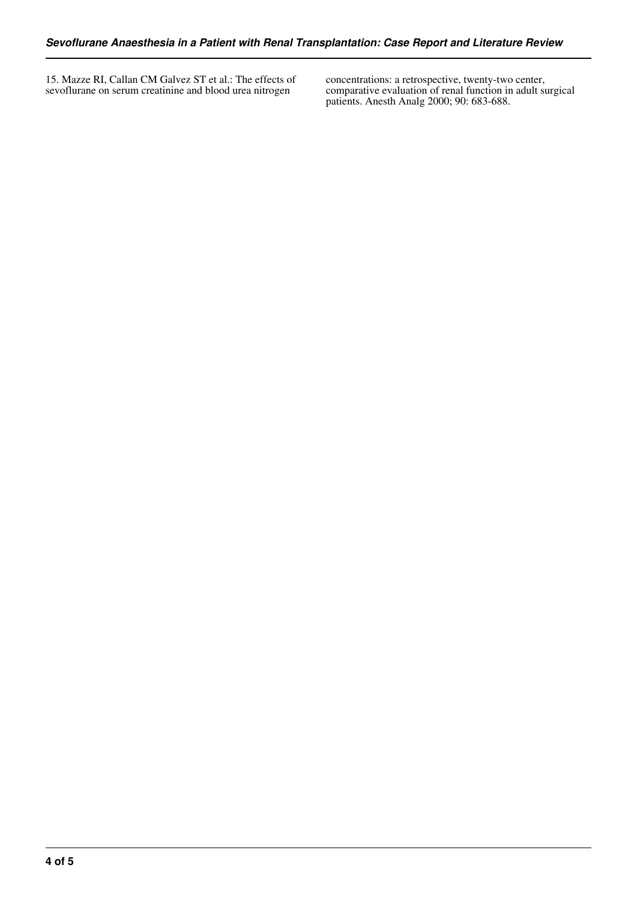15. Mazze RI, Callan CM Galvez ST et al.: The effects of sevoflurane on serum creatinine and blood urea nitrogen concentrations: a retrospective, twenty-two center, comparative evaluation of renal function in adult surgical patients. Anesth Analg 2000; 90: 683-688.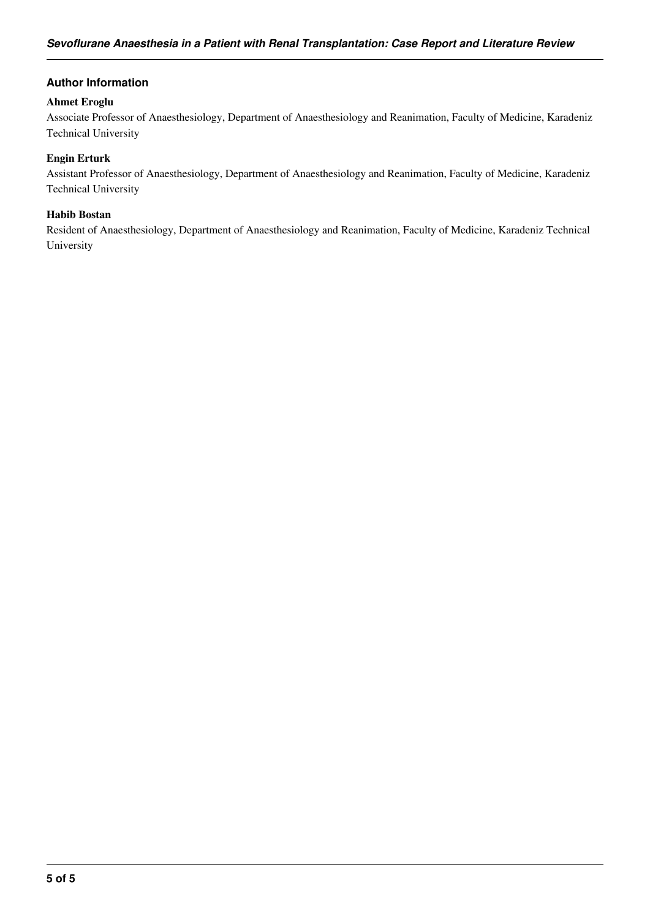## Author Information

**Ahmet Eroglu**

Associate Professor of Anaesthesiology, Department of Anaesthesiology and Reanimation, Faculty of Medicine, Karadeniz Technical University

**Engin Erturk**

Assistant Professor of Anaesthesiology, Department of Anaesthesiology and Reanimation, Faculty of Medicine, Karadeniz Technical University

**Habib Bostan**

Resident of Anaesthesiology, Department of Anaesthesiology and Reanimation, Faculty of Medicine, Karadeniz Technical University